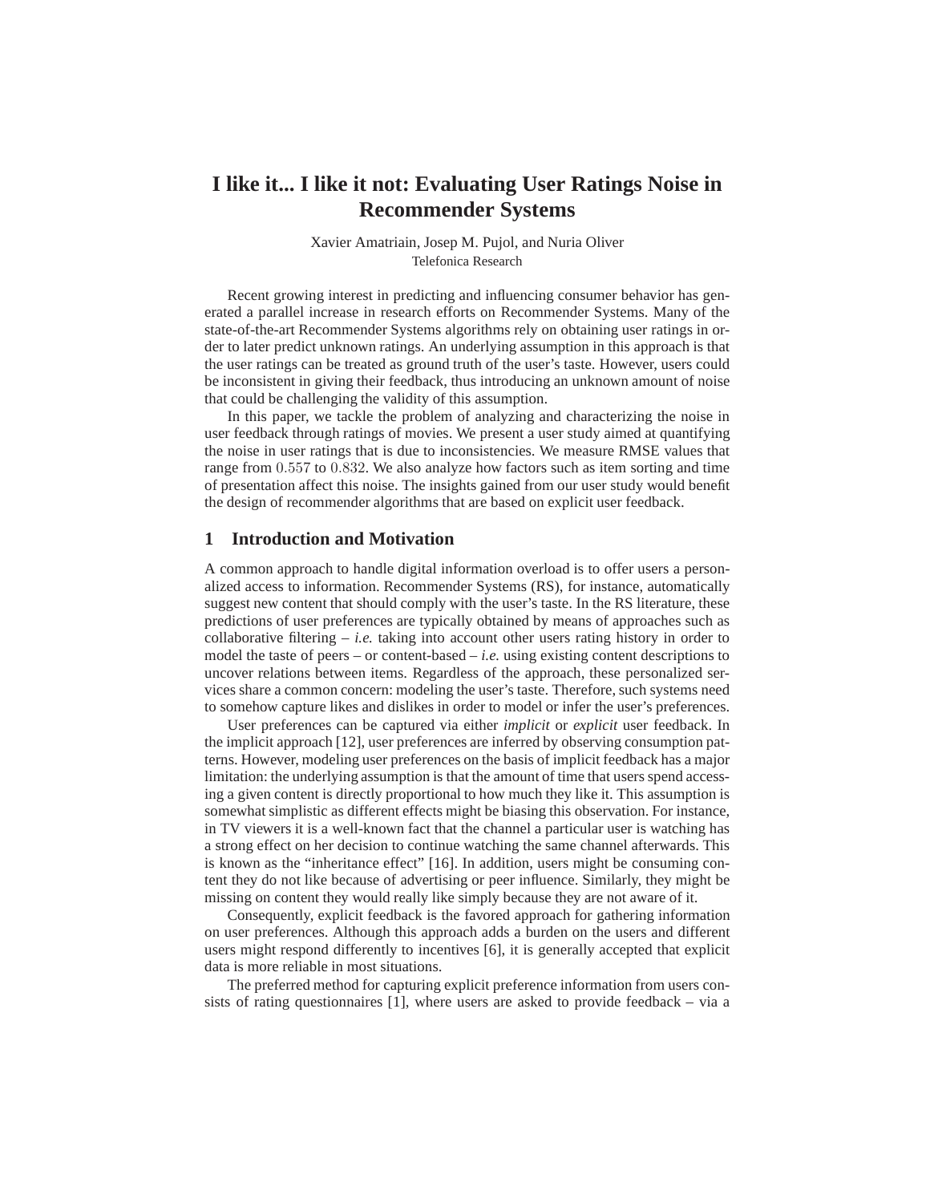# I like it... I like it not: Evaluating User Ratings Noise in Recommender Systems

Xavier Amatriain, Josep M. Pujol, and Nuria Oliver
Telefonica Research

Recent growing interest in predicting and influencing consumer behavior has generated a parallel increase in research efforts on Recommender Systems. Many of the state-of-the-art Recommender Systems algorithms rely on obtaining user ratings in order to later predict unknown ratings. An underlying assumption in this approach is that the user ratings can be treated as ground truth of the user's taste. However, users could be inconsistent in giving their feedback, thus introducing an unknown amount of noise that could be challenging the validity of this assumption.

In this paper, we tackle the problem of analyzing and characterizing the noise in user feedback through ratings of movies. We present a user study aimed at quantifying the noise in user ratings that is due to inconsistencies. We measure RMSE values that range from $0.557$ to $0.832$. We also analyze how factors such as item sorting and time of presentation affect this noise. The insights gained from our user study would benefit the design of recommender algorithms that are based on explicit user feedback.

## 1 Introduction and Motivation

A common approach to handle digital information overload is to offer users a personalized access to information. Recommender Systems (RS), for instance, automatically suggest new content that should comply with the user's taste. In the RS literature, these predictions of user preferences are typically obtained by means of approaches such as collaborative filtering – *i.e.* taking into account other users rating history in order to model the taste of peers – or content-based – *i.e.* using existing content descriptions to uncover relations between items. Regardless of the approach, these personalized services share a common concern: modeling the user's taste. Therefore, such systems need to somehow capture likes and dislikes in order to model or infer the user's preferences.

User preferences can be captured via either *implicit* or *explicit* user feedback. In the implicit approach [12], user preferences are inferred by observing consumption patterns. However, modeling user preferences on the basis of implicit feedback has a major limitation: the underlying assumption is that the amount of time that users spend accessing a given content is directly proportional to how much they like it. This assumption is somewhat simplistic as different effects might be biasing this observation. For instance, in TV viewers it is a well-known fact that the channel a particular user is watching has a strong effect on her decision to continue watching the same channel afterwards. This is known as the "inheritance effect" [16]. In addition, users might be consuming content they do not like because of advertising or peer influence. Similarly, they might be missing on content they would really like simply because they are not aware of it.

Consequently, explicit feedback is the favored approach for gathering information on user preferences. Although this approach adds a burden on the users and different users might respond differently to incentives [6], it is generally accepted that explicit data is more reliable in most situations.

The preferred method for capturing explicit preference information from users consists of rating questionnaires [1], where users are asked to provide feedback – via a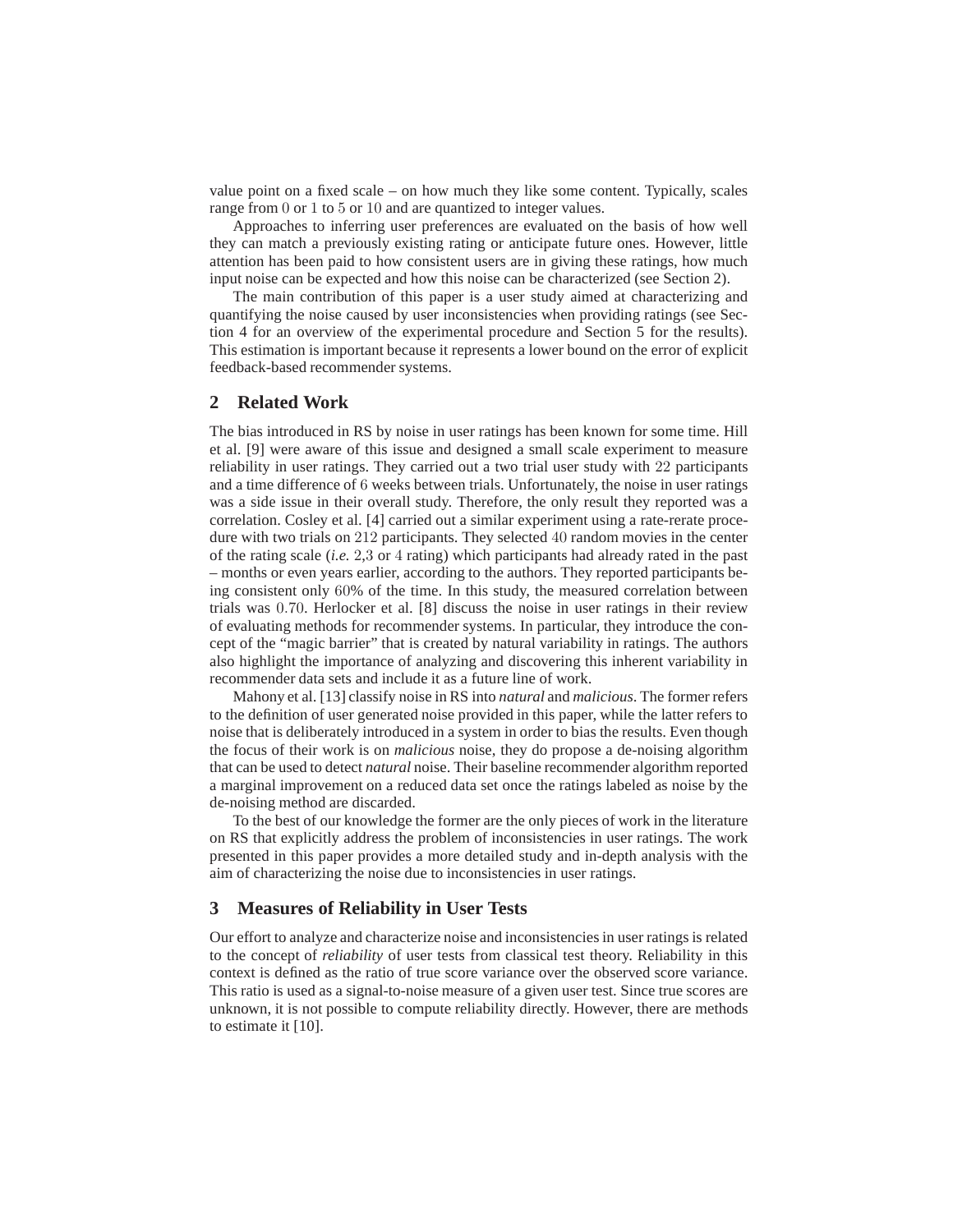value point on a fixed scale – on how much they like some content. Typically, scales range from 0 or 1 to 5 or 10 and are quantized to integer values.

Approaches to inferring user preferences are evaluated on the basis of how well they can match a previously existing rating or anticipate future ones. However, little attention has been paid to how consistent users are in giving these ratings, how much input noise can be expected and how this noise can be characterized (see Section 2).

The main contribution of this paper is a user study aimed at characterizing and quantifying the noise caused by user inconsistencies when providing ratings (see Section 4 for an overview of the experimental procedure and Section 5 for the results). This estimation is important because it represents a lower bound on the error of explicit feedback-based recommender systems.

## 2 Related Work

The bias introduced in RS by noise in user ratings has been known for some time. Hill et al. [9] were aware of this issue and designed a small scale experiment to measure reliability in user ratings. They carried out a two trial user study with 22 participants and a time difference of 6 weeks between trials. Unfortunately, the noise in user ratings was a side issue in their overall study. Therefore, the only result they reported was a correlation. Cosley et al. [4] carried out a similar experiment using a rate-rerate procedure with two trials on 212 participants. They selected 40 random movies in the center of the rating scale (*i.e.* 2,3 or 4 rating) which participants had already rated in the past – months or even years earlier, according to the authors. They reported participants being consistent only 60% of the time. In this study, the measured correlation between trials was 0.70. Herlocker et al. [8] discuss the noise in user ratings in their review of evaluating methods for recommender systems. In particular, they introduce the concept of the "magic barrier" that is created by natural variability in ratings. The authors also highlight the importance of analyzing and discovering this inherent variability in recommender data sets and include it as a future line of work.

Mahony et al. [13] classify noise in RS into *natural* and *malicious*. The former refers to the definition of user generated noise provided in this paper, while the latter refers to noise that is deliberately introduced in a system in order to bias the results. Even though the focus of their work is on *malicious* noise, they do propose a de-noising algorithm that can be used to detect *natural* noise. Their baseline recommender algorithm reported a marginal improvement on a reduced data set once the ratings labeled as noise by the de-noising method are discarded.

To the best of our knowledge the former are the only pieces of work in the literature on RS that explicitly address the problem of inconsistencies in user ratings. The work presented in this paper provides a more detailed study and in-depth analysis with the aim of characterizing the noise due to inconsistencies in user ratings.

## 3 Measures of Reliability in User Tests

Our effort to analyze and characterize noise and inconsistencies in user ratings is related to the concept of *reliability* of user tests from classical test theory. Reliability in this context is defined as the ratio of true score variance over the observed score variance. This ratio is used as a signal-to-noise measure of a given user test. Since true scores are unknown, it is not possible to compute reliability directly. However, there are methods to estimate it [10].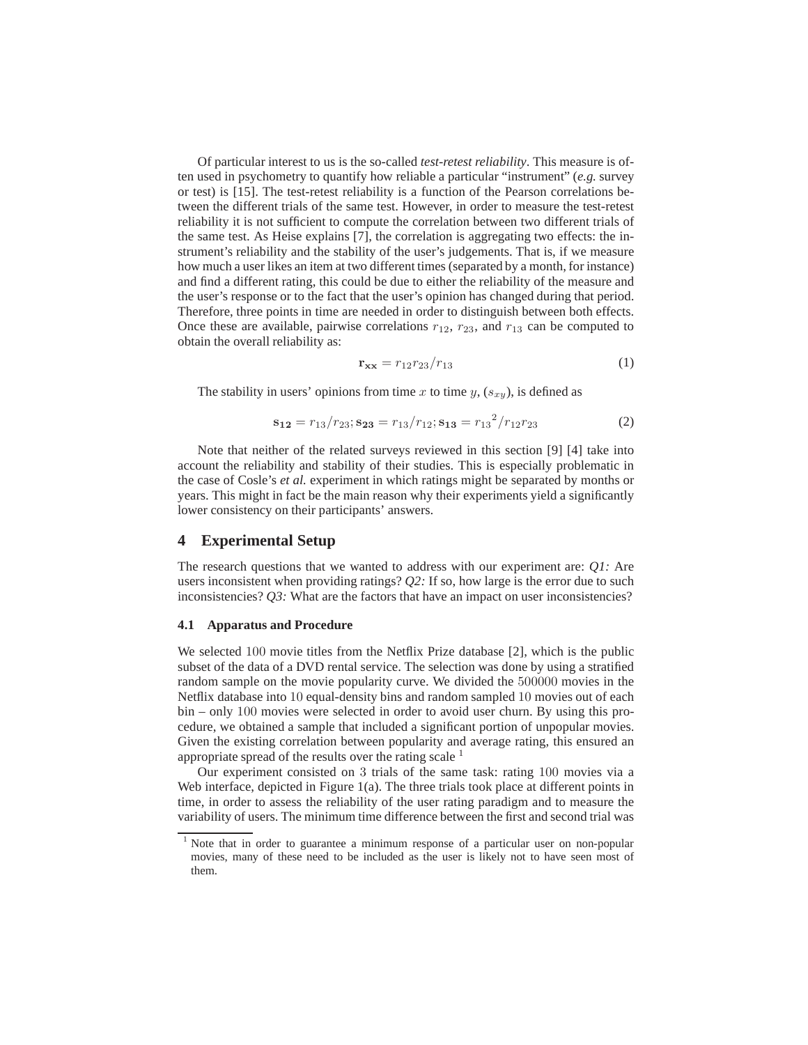Of particular interest to us is the so-called *test-retest reliability*. This measure is often used in psychometry to quantify how reliable a particular "instrument" (*e.g.* survey or test) is [15]. The test-retest reliability is a function of the Pearson correlations between the different trials of the same test. However, in order to measure the test-retest reliability it is not sufficient to compute the correlation between two different trials of the same test. As Heise explains [7], the correlation is aggregating two effects: the instrument's reliability and the stability of the user's judgements. That is, if we measure how much a user likes an item at two different times (separated by a month, for instance) and find a different rating, this could be due to either the reliability of the measure and the user's response or to the fact that the user's opinion has changed during that period. Therefore, three points in time are needed in order to distinguish between both effects. Once these are available, pairwise correlations $r_{12}$, $r_{23}$, and $r_{13}$ can be computed to obtain the overall reliability as:

$$\mathbf{r_{xx}} = r_{12}r_{23}/r_{13} \tag{1}$$

The stability in users' opinions from time $x$ to time $y$, ($s_{xy}$), is defined as

$$\mathbf{s_{12}} = r_{13}/r_{23}; \mathbf{s_{23}} = r_{13}/r_{12}; \mathbf{s_{13}} = {r_{13}}^2/r_{12}r_{23} \tag{2}$$

Note that neither of the related surveys reviewed in this section [9] [4] take into account the reliability and stability of their studies. This is especially problematic in the case of Cosle's *et al.* experiment in which ratings might be separated by months or years. This might in fact be the main reason why their experiments yield a significantly lower consistency on their participants' answers.

## 4 Experimental Setup

The research questions that we wanted to address with our experiment are: *Q1:* Are users inconsistent when providing ratings? *Q2:* If so, how large is the error due to such inconsistencies? *Q3:* What are the factors that have an impact on user inconsistencies?

### 4.1 Apparatus and Procedure

We selected $100$ movie titles from the Netflix Prize database [2], which is the public subset of the data of a DVD rental service. The selection was done by using a stratified random sample on the movie popularity curve. We divided the $500000$ movies in the Netflix database into $10$ equal-density bins and random sampled $10$ movies out of each bin – only $100$ movies were selected in order to avoid user churn. By using this procedure, we obtained a sample that included a significant portion of unpopular movies. Given the existing correlation between popularity and average rating, this ensured an appropriate spread of the results over the rating scale [1]

Our experiment consisted on $3$ trials of the same task: rating $100$ movies via a Web interface, depicted in Figure 1(a). The three trials took place at different points in time, in order to assess the reliability of the user rating paradigm and to measure the variability of users. The minimum time difference between the first and second trial was

[1] Note that in order to guarantee a minimum response of a particular user on non-popular movies, many of these need to be included as the user is likely not to have seen most of them.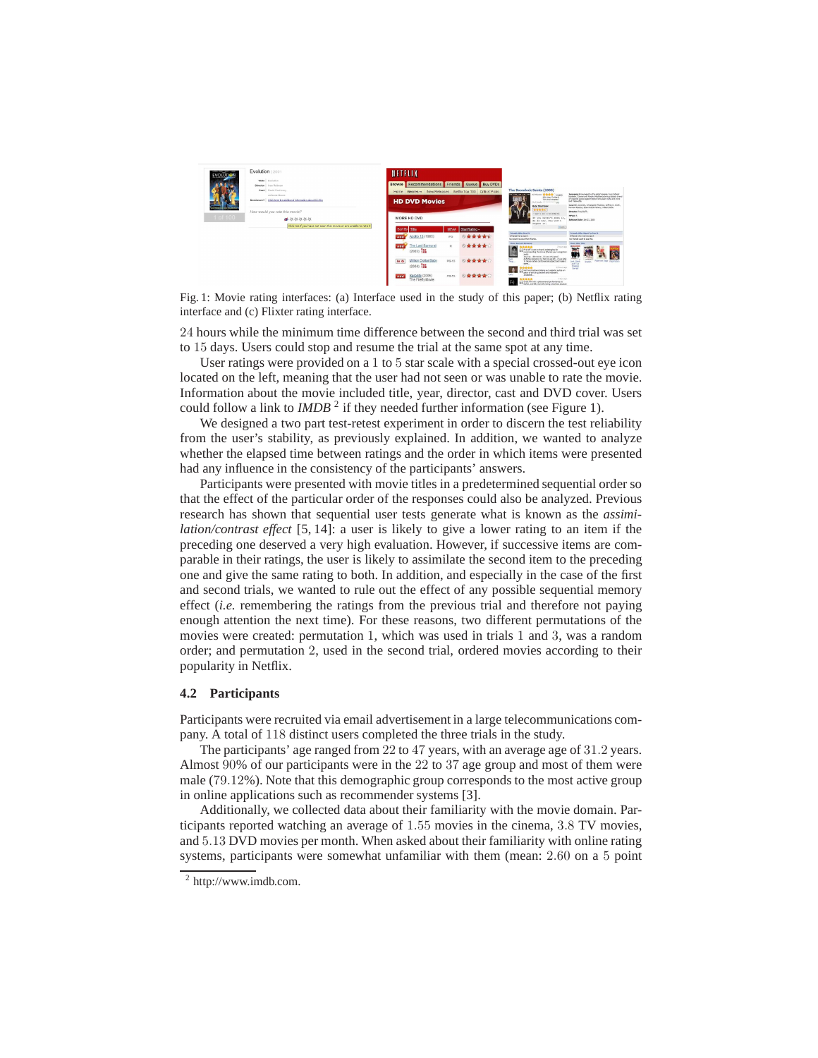Fig. 1: Movie rating interfaces: (a) Interface used in the study of this paper; (b) Netflix rating interface and (c) Flixter rating interface.

24 hours while the minimum time difference between the second and third trial was set to 15 days. Users could stop and resume the trial at the same spot at any time.

User ratings were provided on a 1 to 5 star scale with a special crossed-out eye icon located on the left, meaning that the user had not seen or was unable to rate the movie. Information about the movie included title, year, director, cast and DVD cover. Users could follow a link to *IMDB* [2] if they needed further information (see Figure 1).

We designed a two part test-retest experiment in order to discern the test reliability from the user's stability, as previously explained. In addition, we wanted to analyze whether the elapsed time between ratings and the order in which items were presented had any influence in the consistency of the participants' answers.

Participants were presented with movie titles in a predetermined sequential order so that the effect of the particular order of the responses could also be analyzed. Previous research has shown that sequential user tests generate what is known as the *assimilation/contrast effect* [5, 14]: a user is likely to give a lower rating to an item if the preceding one deserved a very high evaluation. However, if successive items are comparable in their ratings, the user is likely to assimilate the second item to the preceding one and give the same rating to both. In addition, and especially in the case of the first and second trials, we wanted to rule out the effect of any possible sequential memory effect (*i.e.* remembering the ratings from the previous trial and therefore not paying enough attention the next time). For these reasons, two different permutations of the movies were created: permutation 1, which was used in trials 1 and 3, was a random order; and permutation 2, used in the second trial, ordered movies according to their popularity in Netflix.

### 4.2 Participants

Participants were recruited via email advertisement in a large telecommunications company. A total of 118 distinct users completed the three trials in the study.

The participants' age ranged from 22 to 47 years, with an average age of 31.2 years. Almost 90% of our participants were in the 22 to 37 age group and most of them were male (79.12%). Note that this demographic group corresponds to the most active group in online applications such as recommender systems [3].

Additionally, we collected data about their familiarity with the movie domain. Participants reported watching an average of 1.55 movies in the cinema, 3.8 TV movies, and 5.13 DVD movies per month. When asked about their familiarity with online rating systems, participants were somewhat unfamiliar with them (mean: 2.60 on a 5 point

[2] http://www.imdb.com.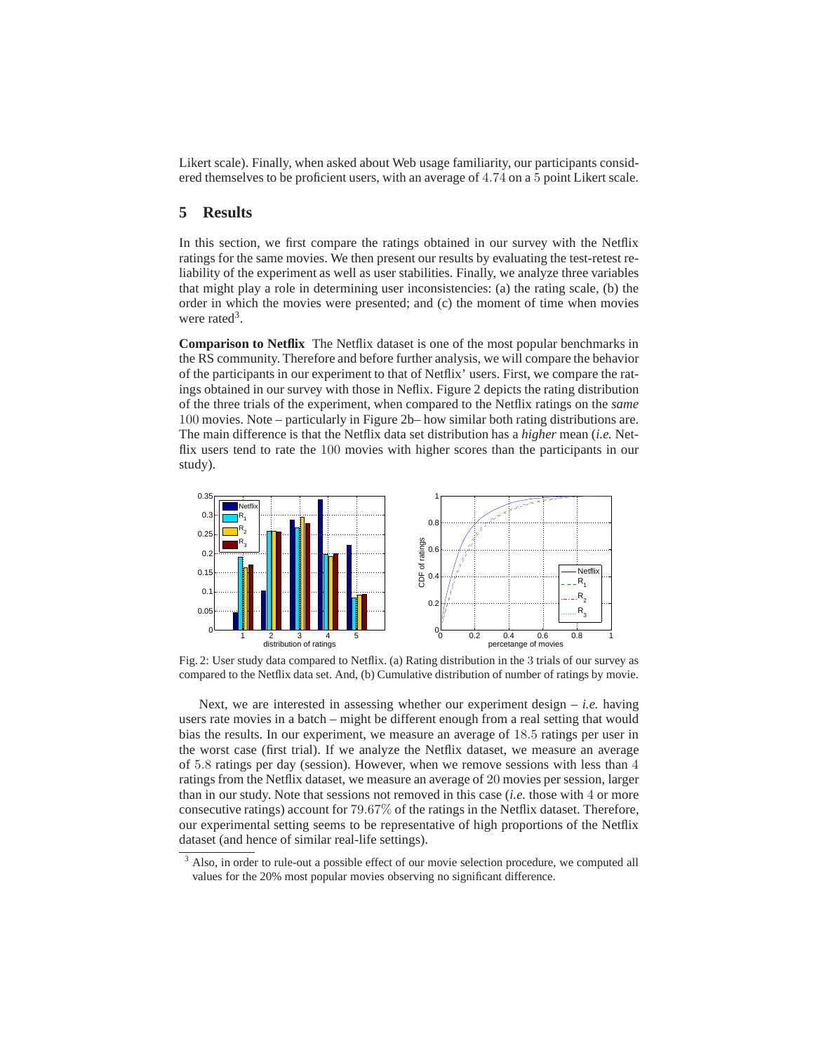Likert scale). Finally, when asked about Web usage familiarity, our participants considered themselves to be proficient users, with an average of $4.74$ on a $5$ point Likert scale.

## 5 Results

In this section, we first compare the ratings obtained in our survey with the Netflix ratings for the same movies. We then present our results by evaluating the test-retest reliability of the experiment as well as user stabilities. Finally, we analyze three variables that might play a role in determining user inconsistencies: (a) the rating scale, (b) the order in which the movies were presented; and (c) the moment of time when movies were rated[3].

**Comparison to Netflix** The Netflix dataset is one of the most popular benchmarks in the RS community. Therefore and before further analysis, we will compare the behavior of the participants in our experiment to that of Netflix' users. First, we compare the ratings obtained in our survey with those in Neflix. Figure 2 depicts the rating distribution of the three trials of the experiment, when compared to the Netflix ratings on the *same* $100$ movies. Note – particularly in Figure 2b– how similar both rating distributions are. The main difference is that the Netflix data set distribution has a *higher* mean (*i.e.* Netflix users tend to rate the $100$ movies with higher scores than the participants in our study).

Fig. 2: User study data compared to Netflix. (a) Rating distribution in the $3$ trials of our survey as compared to the Netflix data set. And, (b) Cumulative distribution of number of ratings by movie.

Next, we are interested in assessing whether our experiment design – *i.e.* having users rate movies in a batch – might be different enough from a real setting that would bias the results. In our experiment, we measure an average of $18.5$ ratings per user in the worst case (first trial). If we analyze the Netflix dataset, we measure an average of $5.8$ ratings per day (session). However, when we remove sessions with less than $4$ ratings from the Netflix dataset, we measure an average of $20$ movies per session, larger than in our study. Note that sessions not removed in this case (*i.e.* those with $4$ or more consecutive ratings) account for $79.67\%$ of the ratings in the Netflix dataset. Therefore, our experimental setting seems to be representative of high proportions of the Netflix dataset (and hence of similar real-life settings).

[3] Also, in order to rule-out a possible effect of our movie selection procedure, we computed all values for the 20% most popular movies observing no significant difference.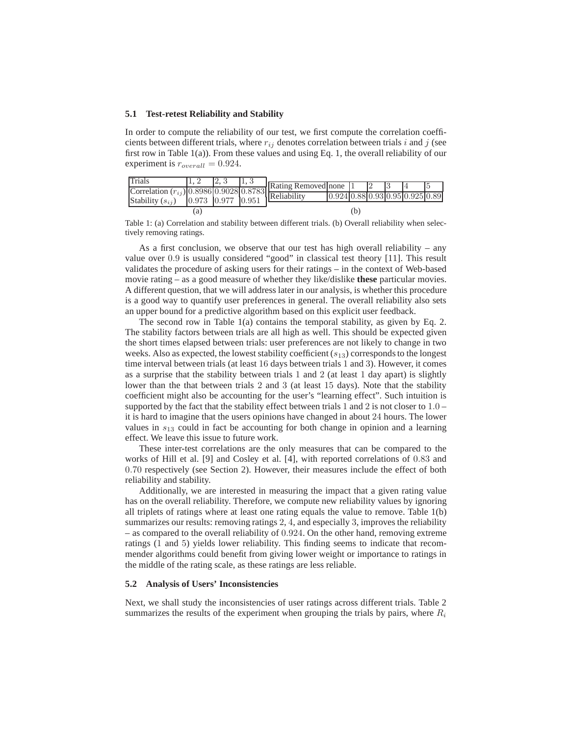### 5.1 Test-retest Reliability and Stability

In order to compute the reliability of our test, we first compute the correlation coefficients between different trials, where $r_{ij}$ denotes correlation between trials $i$ and $j$ (see first row in Table 1(a)). From these values and using Eq. 1, the overall reliability of our experiment is $r_{overall} = 0.924$.

| Trials | 1, 2 | 2, 3 | 1, 3 |
|---|---|---|---|
| Correlation ($r_{ij}$) | 0.8986 | 0.9028 | 0.8783 |
| Stability ($s_{ij}$) | 0.973 | 0.977 | 0.951 |

(a)

| Rating Removed | none | 1 | 2 | 3 | 4 | 5 |
|---|---|---|---|---|---|---|
| Reliability | 0.924 | 0.88 | 0.93 | 0.95 | 0.925 | 0.89 |

(b)

Table 1: (a) Correlation and stability between different trials. (b) Overall reliability when selectively removing ratings.

As a first conclusion, we observe that our test has high overall reliability – any value over $0.9$ is usually considered "good" in classical test theory [11]. This result validates the procedure of asking users for their ratings – in the context of Web-based movie rating – as a good measure of whether they like/dislike **these** particular movies. A different question, that we will address later in our analysis, is whether this procedure is a good way to quantify user preferences in general. The overall reliability also sets an upper bound for a predictive algorithm based on this explicit user feedback.

The second row in Table 1(a) contains the temporal stability, as given by Eq. 2. The stability factors between trials are all high as well. This should be expected given the short times elapsed between trials: user preferences are not likely to change in two weeks. Also as expected, the lowest stability coefficient ($s_{13}$) corresponds to the longest time interval between trials (at least $16$ days between trials $1$ and $3$). However, it comes as a surprise that the stability between trials $1$ and $2$ (at least $1$ day apart) is slightly lower than the that between trials $2$ and $3$ (at least $15$ days). Note that the stability coefficient might also be accounting for the user's "learning effect". Such intuition is supported by the fact that the stability effect between trials $1$ and $2$ is not closer to $1.0$ – it is hard to imagine that the users opinions have changed in about $24$ hours. The lower values in $s_{13}$ could in fact be accounting for both change in opinion and a learning effect. We leave this issue to future work.

These inter-test correlations are the only measures that can be compared to the works of Hill et al. [9] and Cosley et al. [4], with reported correlations of $0.83$ and $0.70$ respectively (see Section 2). However, their measures include the effect of both reliability and stability.

Additionally, we are interested in measuring the impact that a given rating value has on the overall reliability. Therefore, we compute new reliability values by ignoring all triplets of ratings where at least one rating equals the value to remove. Table 1(b) summarizes our results: removing ratings $2$, $4$, and especially $3$, improves the reliability – as compared to the overall reliability of $0.924$. On the other hand, removing extreme ratings ($1$ and $5$) yields lower reliability. This finding seems to indicate that recommender algorithms could benefit from giving lower weight or importance to ratings in the middle of the rating scale, as these ratings are less reliable.

### 5.2 Analysis of Users' Inconsistencies

Next, we shall study the inconsistencies of user ratings across different trials. Table 2 summarizes the results of the experiment when grouping the trials by pairs, where $R_i$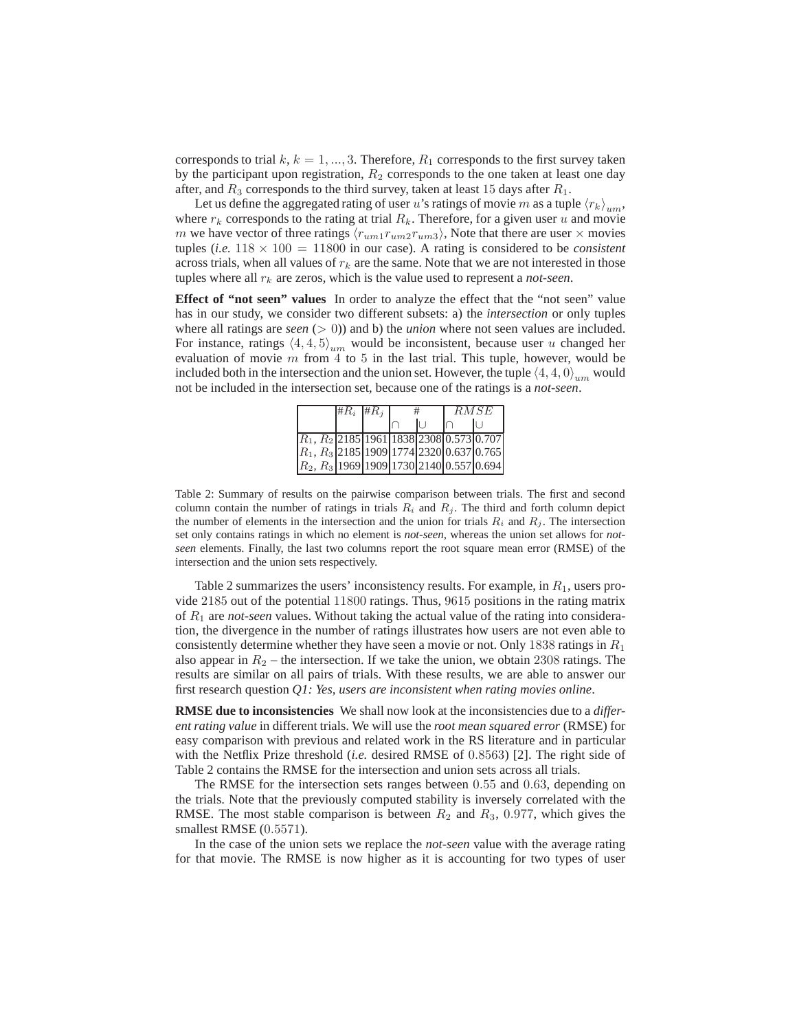corresponds to trial $k$, $k = 1, ..., 3$. Therefore, $R_1$ corresponds to the first survey taken by the participant upon registration, $R_2$ corresponds to the one taken at least one day after, and $R_3$ corresponds to the third survey, taken at least 15 days after $R_1$.

Let us define the aggregated rating of user $u$'s ratings of movie $m$ as a tuple $\langle r_k \rangle_{um}$, where $r_k$ corresponds to the rating at trial $R_k$. Therefore, for a given user $u$ and movie $m$ we have vector of three ratings $\langle r_{um1} r_{um2} r_{um3} \rangle$, Note that there are user $\times$ movies tuples (*i.e.* $118 \times 100 = 11800$ in our case). A rating is considered to be *consistent* across trials, when all values of $r_k$ are the same. Note that we are not interested in those tuples where all $r_k$ are zeros, which is the value used to represent a *not-seen*.

**Effect of "not seen" values** In order to analyze the effect that the "not seen" value has in our study, we consider two different subsets: a) the *intersection* or only tuples where all ratings are *seen* ($> 0$)) and b) the *union* where not seen values are included. For instance, ratings $\langle 4, 4, 5 \rangle_{um}$ would be inconsistent, because user $u$ changed her evaluation of movie $m$ from 4 to 5 in the last trial. This tuple, however, would be included both in the intersection and the union set. However, the tuple $\langle 4, 4, 0 \rangle_{um}$ would not be included in the intersection set, because one of the ratings is a *not-seen*.

| | $\#R_i$ | $\#R_j$ | $\#$ | | $RMSE$ | |
|---|---|---|---|---|---|---|
| | | | $\cap$ | $\cup$ | $\cap$ | $\cup$ |
| $R_1$, $R_2$ | 2185 | 1961 | 1838 | 2308 | 0.573 | 0.707 |
| $R_1$, $R_3$ | 2185 | 1909 | 1774 | 2320 | 0.637 | 0.765 |
| $R_2$, $R_3$ | 1969 | 1909 | 1730 | 2140 | 0.557 | 0.694 |

Table 2: Summary of results on the pairwise comparison between trials. The first and second column contain the number of ratings in trials $R_i$ and $R_j$. The third and forth column depict the number of elements in the intersection and the union for trials $R_i$ and $R_j$. The intersection set only contains ratings in which no element is *not-seen*, whereas the union set allows for *not-seen* elements. Finally, the last two columns report the root square mean error (RMSE) of the intersection and the union sets respectively.

Table 2 summarizes the users' inconsistency results. For example, in $R_1$, users provide 2185 out of the potential 11800 ratings. Thus, 9615 positions in the rating matrix of $R_1$ are *not-seen* values. Without taking the actual value of the rating into consideration, the divergence in the number of ratings illustrates how users are not even able to consistently determine whether they have seen a movie or not. Only 1838 ratings in $R_1$ also appear in $R_2$ – the intersection. If we take the union, we obtain 2308 ratings. The results are similar on all pairs of trials. With these results, we are able to answer our first research question *Q1: Yes, users are inconsistent when rating movies online*.

**RMSE due to inconsistencies** We shall now look at the inconsistencies due to a *different rating value* in different trials. We will use the *root mean squared error* (RMSE) for easy comparison with previous and related work in the RS literature and in particular with the Netflix Prize threshold (*i.e.* desired RMSE of 0.8563) [2]. The right side of Table 2 contains the RMSE for the intersection and union sets across all trials.

The RMSE for the intersection sets ranges between 0.55 and 0.63, depending on the trials. Note that the previously computed stability is inversely correlated with the RMSE. The most stable comparison is between $R_2$ and $R_3$, 0.977, which gives the smallest RMSE (0.5571).

In the case of the union sets we replace the *not-seen* value with the average rating for that movie. The RMSE is now higher as it is accounting for two types of user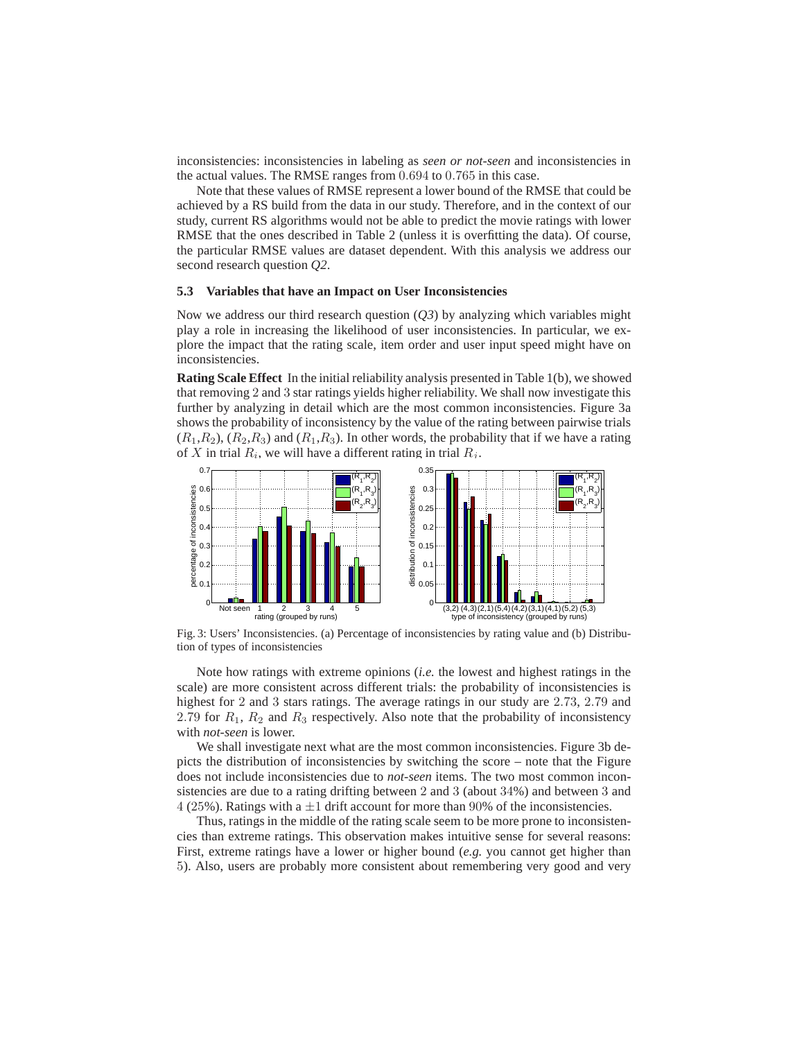inconsistencies: inconsistencies in labeling as *seen or not-seen* and inconsistencies in the actual values. The RMSE ranges from $0.694$ to $0.765$ in this case.

Note that these values of RMSE represent a lower bound of the RMSE that could be achieved by a RS build from the data in our study. Therefore, and in the context of our study, current RS algorithms would not be able to predict the movie ratings with lower RMSE that the ones described in Table 2 (unless it is overfitting the data). Of course, the particular RMSE values are dataset dependent. With this analysis we address our second research question *Q2*.

### 5.3 Variables that have an Impact on User Inconsistencies

Now we address our third research question (*Q3*) by analyzing which variables might play a role in increasing the likelihood of user inconsistencies. In particular, we explore the impact that the rating scale, item order and user input speed might have on inconsistencies.

**Rating Scale Effect** In the initial reliability analysis presented in Table 1(b), we showed that removing $2$ and $3$ star ratings yields higher reliability. We shall now investigate this further by analyzing in detail which are the most common inconsistencies. Figure 3a shows the probability of inconsistency by the value of the rating between pairwise trials ($R_1$,$R_2$), ($R_2$,$R_3$) and ($R_1$,$R_3$). In other words, the probability that if we have a rating of $X$ in trial $R_i$, we will have a different rating in trial $R_j$.

Fig. 3: Users' Inconsistencies. (a) Percentage of inconsistencies by rating value and (b) Distribution of types of inconsistencies

Note how ratings with extreme opinions (*i.e.* the lowest and highest ratings in the scale) are more consistent across different trials: the probability of inconsistencies is highest for $2$ and $3$ stars ratings. The average ratings in our study are $2.73$, $2.79$ and $2.79$ for $R_1$, $R_2$ and $R_3$ respectively. Also note that the probability of inconsistency with *not-seen* is lower.

We shall investigate next what are the most common inconsistencies. Figure 3b depicts the distribution of inconsistencies by switching the score – note that the Figure does not include inconsistencies due to *not-seen* items. The two most common inconsistencies are due to a rating drifting between $2$ and $3$ (about $34\%$) and between $3$ and $4$ ($25\%$). Ratings with a $\pm 1$ drift account for more than $90\%$ of the inconsistencies.

Thus, ratings in the middle of the rating scale seem to be more prone to inconsistencies than extreme ratings. This observation makes intuitive sense for several reasons: First, extreme ratings have a lower or higher bound (*e.g.* you cannot get higher than $5$). Also, users are probably more consistent about remembering very good and very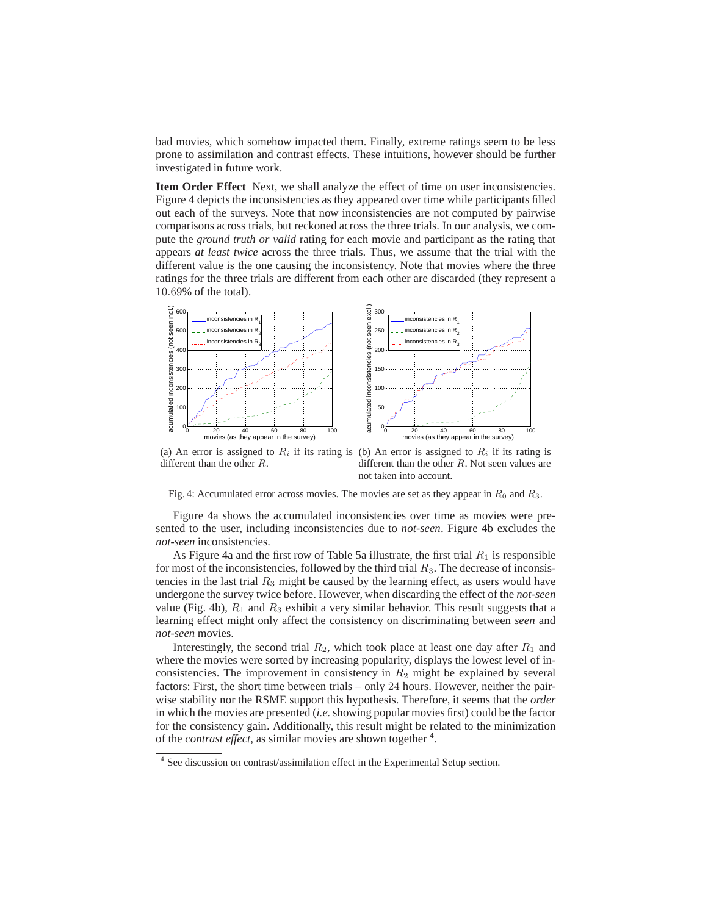bad movies, which somehow impacted them. Finally, extreme ratings seem to be less prone to assimilation and contrast effects. These intuitions, however should be further investigated in future work.

**Item Order Effect** Next, we shall analyze the effect of time on user inconsistencies. Figure 4 depicts the inconsistencies as they appeared over time while participants filled out each of the surveys. Note that now inconsistencies are not computed by pairwise comparisons across trials, but reckoned across the three trials. In our analysis, we compute the *ground truth or valid* rating for each movie and participant as the rating that appears *at least twice* across the three trials. Thus, we assume that the trial with the different value is the one causing the inconsistency. Note that movies where the three ratings for the three trials are different from each other are discarded (they represent a $10.69\%$ of the total).

(a) An error is assigned to $R_i$ if its rating is different than the other $R$.

(b) An error is assigned to $R_i$ if its rating is different than the other $R$. Not seen values are not taken into account.

Fig. 4: Accumulated error across movies. The movies are set as they appear in $R_0$ and $R_3$.

Figure 4a shows the accumulated inconsistencies over time as movies were presented to the user, including inconsistencies due to *not-seen*. Figure 4b excludes the *not-seen* inconsistencies.

As Figure 4a and the first row of Table 5a illustrate, the first trial $R_1$ is responsible for most of the inconsistencies, followed by the third trial $R_3$. The decrease of inconsistencies in the last trial $R_3$ might be caused by the learning effect, as users would have undergone the survey twice before. However, when discarding the effect of the *not-seen* value (Fig. 4b), $R_1$ and $R_3$ exhibit a very similar behavior. This result suggests that a learning effect might only affect the consistency on discriminating between *seen* and *not-seen* movies.

Interestingly, the second trial $R_2$, which took place at least one day after $R_1$ and where the movies were sorted by increasing popularity, displays the lowest level of inconsistencies. The improvement in consistency in $R_2$ might be explained by several factors: First, the short time between trials – only 24 hours. However, neither the pairwise stability nor the RSME support this hypothesis. Therefore, it seems that the *order* in which the movies are presented (*i.e.* showing popular movies first) could be the factor for the consistency gain. Additionally, this result might be related to the minimization of the *contrast effect*, as similar movies are shown together [4].

[4] See discussion on contrast/assimilation effect in the Experimental Setup section.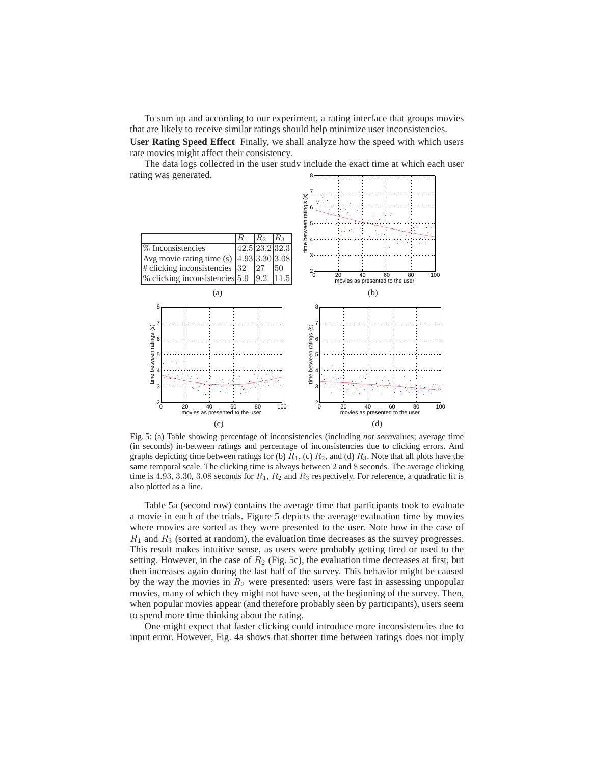To sum up and according to our experiment, a rating interface that groups movies that are likely to receive similar ratings should help minimize user inconsistencies.

**User Rating Speed Effect** Finally, we shall analyze how the speed with which users rate movies might affect their consistency.

The data logs collected in the user study include the exact time at which each user rating was generated.

| | $R_1$ | $R_2$ | $R_3$ |
|---|---|---|---|
| % Inconsistencies | 42.5 | 23.2 | 32.3 |
| Avg movie rating time (s) | 4.93 | 3.30 | 3.08 |
| # clicking inconsistencies | 32 | 27 | 50 |
| % clicking inconsistencies | 5.9 | 9.2 | 11.5 |

(a)

(b)

(c)

(d)

Fig. 5: (a) Table showing percentage of inconsistencies (including *not seen*values; average time (in seconds) in-between ratings and percentage of inconsistencies due to clicking errors. And graphs depicting time between ratings for (b) $R_1$, (c) $R_2$, and (d) $R_3$. Note that all plots have the same temporal scale. The clicking time is always between 2 and 8 seconds. The average clicking time is 4.93, 3.30, 3.08 seconds for $R_1$, $R_2$ and $R_3$ respectively. For reference, a quadratic fit is also plotted as a line.

Table 5a (second row) contains the average time that participants took to evaluate a movie in each of the trials. Figure 5 depicts the average evaluation time by movies where movies are sorted as they were presented to the user. Note how in the case of $R_1$ and $R_3$ (sorted at random), the evaluation time decreases as the survey progresses. This result makes intuitive sense, as users were probably getting tired or used to the setting. However, in the case of $R_2$ (Fig. 5c), the evaluation time decreases at first, but then increases again during the last half of the survey. This behavior might be caused by the way the movies in $R_2$ were presented: users were fast in assessing unpopular movies, many of which they might not have seen, at the beginning of the survey. Then, when popular movies appear (and therefore probably seen by participants), users seem to spend more time thinking about the rating.

One might expect that faster clicking could introduce more inconsistencies due to input error. However, Fig. 4a shows that shorter time between ratings does not imply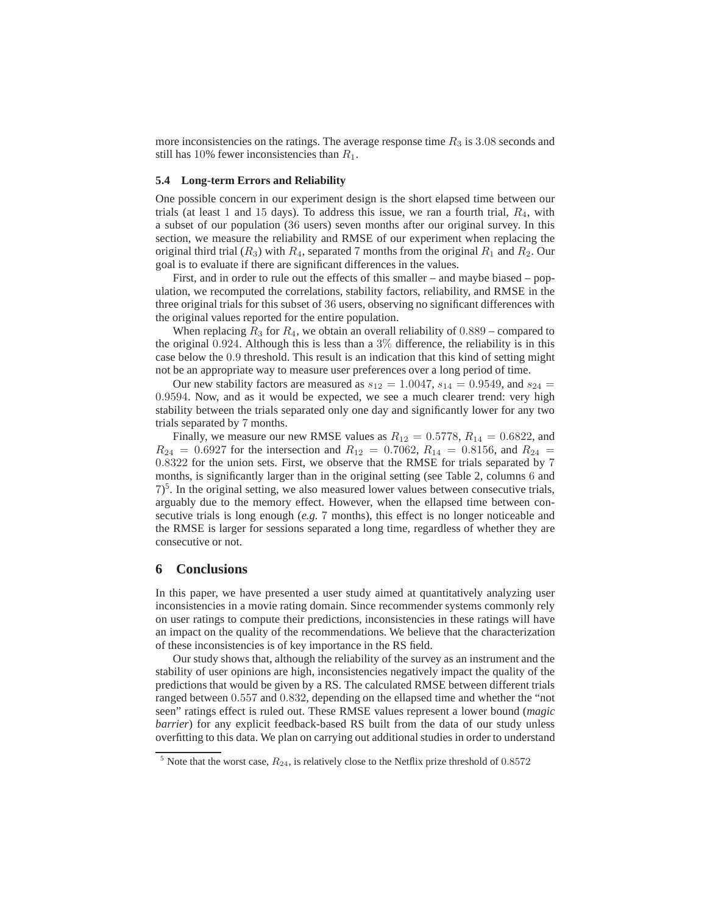more inconsistencies on the ratings. The average response time $R_3$ is $3.08$ seconds and still has $10$% fewer inconsistencies than $R_1$.

### 5.4 Long-term Errors and Reliability

One possible concern in our experiment design is the short elapsed time between our trials (at least $1$ and $15$ days). To address this issue, we ran a fourth trial, $R_4$, with a subset of our population ($36$ users) seven months after our original survey. In this section, we measure the reliability and RMSE of our experiment when replacing the original third trial ($R_3$) with $R_4$, separated 7 months from the original $R_1$ and $R_2$. Our goal is to evaluate if there are significant differences in the values.

First, and in order to rule out the effects of this smaller – and maybe biased – population, we recomputed the correlations, stability factors, reliability, and RMSE in the three original trials for this subset of $36$ users, observing no significant differences with the original values reported for the entire population.

When replacing $R_3$ for $R_4$, we obtain an overall reliability of $0.889$ – compared to the original $0.924$. Although this is less than a $3\%$ difference, the reliability is in this case below the $0.9$ threshold. This result is an indication that this kind of setting might not be an appropriate way to measure user preferences over a long period of time.

Our new stability factors are measured as $s_{12} = 1.0047$, $s_{14} = 0.9549$, and $s_{24} = 0.9594$. Now, and as it would be expected, we see a much clearer trend: very high stability between the trials separated only one day and significantly lower for any two trials separated by 7 months.

Finally, we measure our new RMSE values as $R_{12} = 0.5778$, $R_{14} = 0.6822$, and $R_{24} = 0.6927$ for the intersection and $R_{12} = 0.7062$, $R_{14} = 0.8156$, and $R_{24} = 0.8322$ for the union sets. First, we observe that the RMSE for trials separated by 7 months, is significantly larger than in the original setting (see Table 2, columns $6$ and $7$)[5]. In the original setting, we also measured lower values between consecutive trials, arguably due to the memory effect. However, when the ellapsed time between consecutive trials is long enough (*e.g.* 7 months), this effect is no longer noticeable and the RMSE is larger for sessions separated a long time, regardless of whether they are consecutive or not.

## 6 Conclusions

In this paper, we have presented a user study aimed at quantitatively analyzing user inconsistencies in a movie rating domain. Since recommender systems commonly rely on user ratings to compute their predictions, inconsistencies in these ratings will have an impact on the quality of the recommendations. We believe that the characterization of these inconsistencies is of key importance in the RS field.

Our study shows that, although the reliability of the survey as an instrument and the stability of user opinions are high, inconsistencies negatively impact the quality of the predictions that would be given by a RS. The calculated RMSE between different trials ranged between $0.557$ and $0.832$, depending on the ellapsed time and whether the "not seen" ratings effect is ruled out. These RMSE values represent a lower bound (*magic barrier*) for any explicit feedback-based RS built from the data of our study unless overfitting to this data. We plan on carrying out additional studies in order to understand

[5] Note that the worst case, $R_{24}$, is relatively close to the Netflix prize threshold of $0.8572$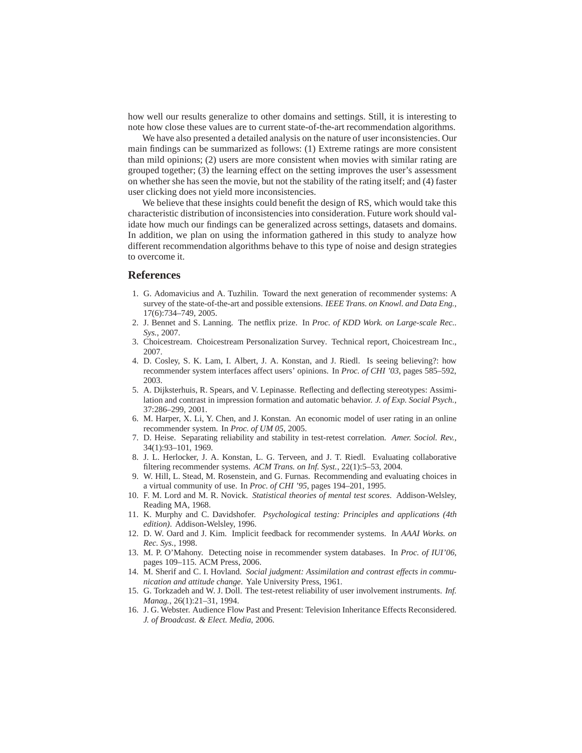how well our results generalize to other domains and settings. Still, it is interesting to note how close these values are to current state-of-the-art recommendation algorithms.

We have also presented a detailed analysis on the nature of user inconsistencies. Our main findings can be summarized as follows: (1) Extreme ratings are more consistent than mild opinions; (2) users are more consistent when movies with similar rating are grouped together; (3) the learning effect on the setting improves the user's assessment on whether she has seen the movie, but not the stability of the rating itself; and (4) faster user clicking does not yield more inconsistencies.

We believe that these insights could benefit the design of RS, which would take this characteristic distribution of inconsistencies into consideration. Future work should validate how much our findings can be generalized across settings, datasets and domains. In addition, we plan on using the information gathered in this study to analyze how different recommendation algorithms behave to this type of noise and design strategies to overcome it.

## References

1. G. Adomavicius and A. Tuzhilin. Toward the next generation of recommender systems: A survey of the state-of-the-art and possible extensions. *IEEE Trans. on Knowl. and Data Eng.*, 17(6):734–749, 2005.
2. J. Bennet and S. Lanning. The netflix prize. In *Proc. of KDD Work. on Large-scale Rec.. Sys.*, 2007.
3. Choicestream. Choicestream Personalization Survey. Technical report, Choicestream Inc., 2007.
4. D. Cosley, S. K. Lam, I. Albert, J. A. Konstan, and J. Riedl. Is seeing believing?: how recommender system interfaces affect users' opinions. In *Proc. of CHI '03*, pages 585–592, 2003.
5. A. Dijksterhuis, R. Spears, and V. Lepinasse. Reflecting and deflecting stereotypes: Assimilation and contrast in impression formation and automatic behavior. *J. of Exp. Social Psych.*, 37:286–299, 2001.
6. M. Harper, X. Li, Y. Chen, and J. Konstan. An economic model of user rating in an online recommender system. In *Proc. of UM 05*, 2005.
7. D. Heise. Separating reliability and stability in test-retest correlation. *Amer. Sociol. Rev.*, 34(1):93–101, 1969.
8. J. L. Herlocker, J. A. Konstan, L. G. Terveen, and J. T. Riedl. Evaluating collaborative filtering recommender systems. *ACM Trans. on Inf. Syst.*, 22(1):5–53, 2004.
9. W. Hill, L. Stead, M. Rosenstein, and G. Furnas. Recommending and evaluating choices in a virtual community of use. In *Proc. of CHI '95*, pages 194–201, 1995.
10. F. M. Lord and M. R. Novick. *Statistical theories of mental test scores*. Addison-Welsley, Reading MA, 1968.
11. K. Murphy and C. Davidshofer. *Psychological testing: Principles and applications (4th edition)*. Addison-Welsley, 1996.
12. D. W. Oard and J. Kim. Implicit feedback for recommender systems. In *AAAI Works. on Rec. Sys.*, 1998.
13. M. P. O'Mahony. Detecting noise in recommender system databases. In *Proc. of IUI'06*, pages 109–115. ACM Press, 2006.
14. M. Sherif and C. I. Hovland. *Social judgment: Assimilation and contrast effects in communication and attitude change*. Yale University Press, 1961.
15. G. Torkzadeh and W. J. Doll. The test-retest reliability of user involvement instruments. *Inf. Manag.*, 26(1):21–31, 1994.
16. J. G. Webster. Audience Flow Past and Present: Television Inheritance Effects Reconsidered. *J. of Broadcast. & Elect. Media*, 2006.